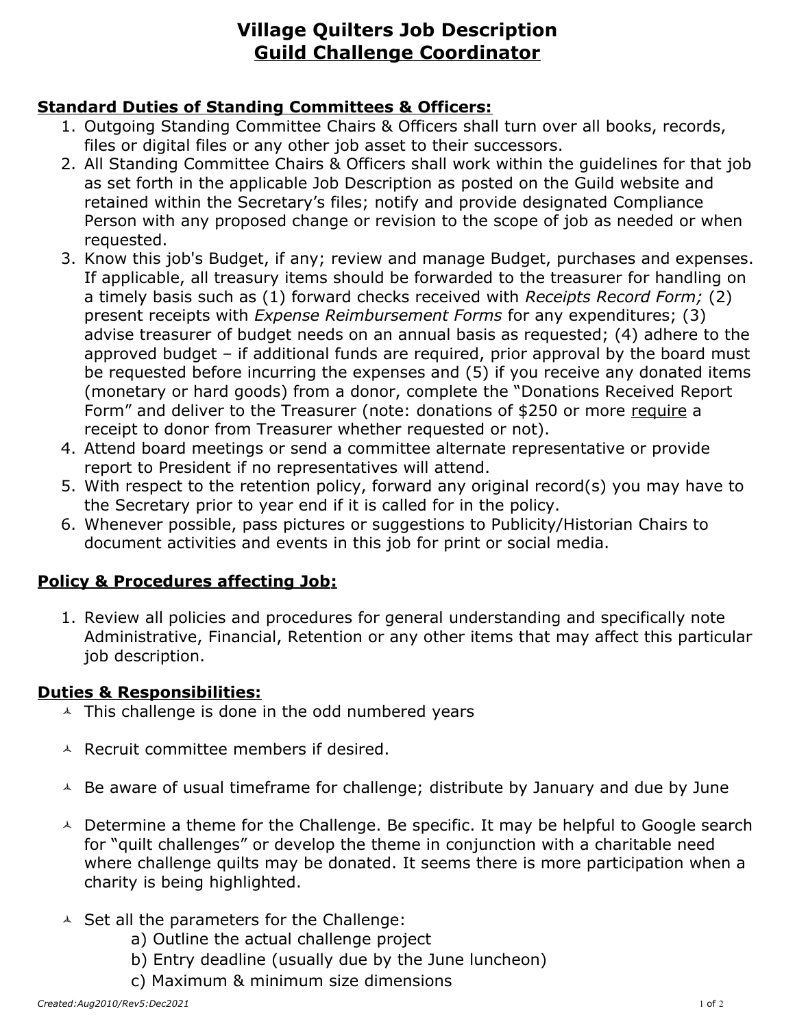# Village Quilters Job Description
## Guild Challenge Coordinator

### Standard Duties of Standing Committees & Officers:

1. Outgoing Standing Committee Chairs & Officers shall turn over all books, records, files or digital files or any other job asset to their successors.
2. All Standing Committee Chairs & Officers shall work within the guidelines for that job as set forth in the applicable Job Description as posted on the Guild website and retained within the Secretary's files; notify and provide designated Compliance Person with any proposed change or revision to the scope of job as needed or when requested.
3. Know this job's Budget, if any; review and manage Budget, purchases and expenses. If applicable, all treasury items should be forwarded to the treasurer for handling on a timely basis such as (1) forward checks received with *Receipts Record Form;* (2) present receipts with *Expense Reimbursement Forms* for any expenditures; (3) advise treasurer of budget needs on an annual basis as requested; (4) adhere to the approved budget – if additional funds are required, prior approval by the board must be requested before incurring the expenses and (5) if you receive any donated items (monetary or hard goods) from a donor, complete the "Donations Received Report Form" and deliver to the Treasurer (note: donations of $250 or more require a receipt to donor from Treasurer whether requested or not).
4. Attend board meetings or send a committee alternate representative or provide report to President if no representatives will attend.
5. With respect to the retention policy, forward any original record(s) you may have to the Secretary prior to year end if it is called for in the policy.
6. Whenever possible, pass pictures or suggestions to Publicity/Historian Chairs to document activities and events in this job for print or social media.

### Policy & Procedures affecting Job:

1. Review all policies and procedures for general understanding and specifically note Administrative, Financial, Retention or any other items that may affect this particular job description.

### Duties & Responsibilities:

- This challenge is done in the odd numbered years
- Recruit committee members if desired.
- Be aware of usual timeframe for challenge; distribute by January and due by June
- Determine a theme for the Challenge. Be specific. It may be helpful to Google search for "quilt challenges" or develop the theme in conjunction with a charitable need where challenge quilts may be donated. It seems there is more participation when a charity is being highlighted.
- Set all the parameters for the Challenge:
  - a) Outline the actual challenge project
  - b) Entry deadline (usually due by the June luncheon)
  - c) Maximum & minimum size dimensions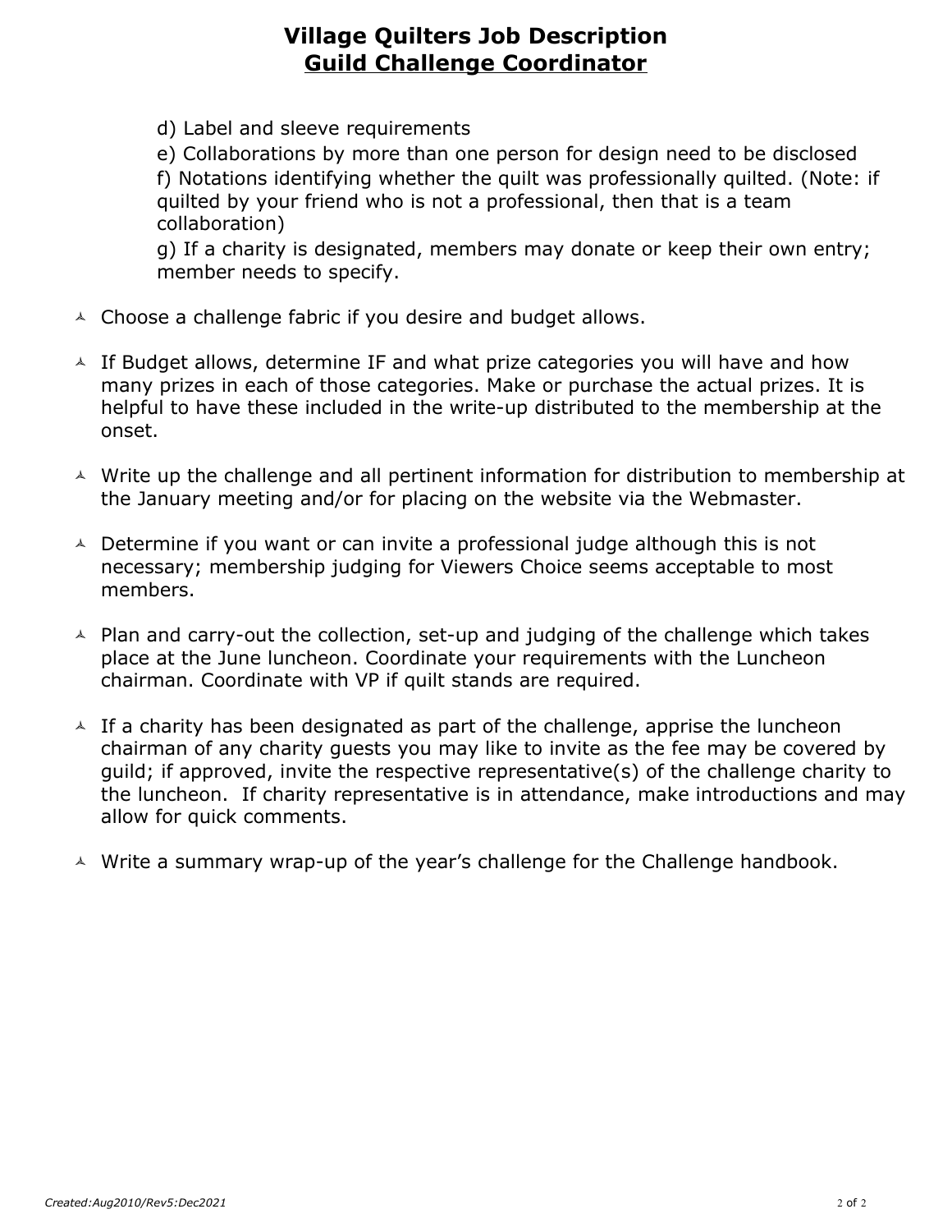# Village Quilters Job Description
## Guild Challenge Coordinator

d) Label and sleeve requirements

e) Collaborations by more than one person for design need to be disclosed

f) Notations identifying whether the quilt was professionally quilted. (Note: if quilted by your friend who is not a professional, then that is a team collaboration)

g) If a charity is designated, members may donate or keep their own entry; member needs to specify.

- Choose a challenge fabric if you desire and budget allows.
- If Budget allows, determine IF and what prize categories you will have and how many prizes in each of those categories. Make or purchase the actual prizes. It is helpful to have these included in the write-up distributed to the membership at the onset.
- Write up the challenge and all pertinent information for distribution to membership at the January meeting and/or for placing on the website via the Webmaster.
- Determine if you want or can invite a professional judge although this is not necessary; membership judging for Viewers Choice seems acceptable to most members.
- Plan and carry-out the collection, set-up and judging of the challenge which takes place at the June luncheon. Coordinate your requirements with the Luncheon chairman. Coordinate with VP if quilt stands are required.
- If a charity has been designated as part of the challenge, apprise the luncheon chairman of any charity guests you may like to invite as the fee may be covered by guild; if approved, invite the respective representative(s) of the challenge charity to the luncheon. If charity representative is in attendance, make introductions and may allow for quick comments.
- Write a summary wrap-up of the year's challenge for the Challenge handbook.

*Created:Aug2010/Rev5:Dec2021*